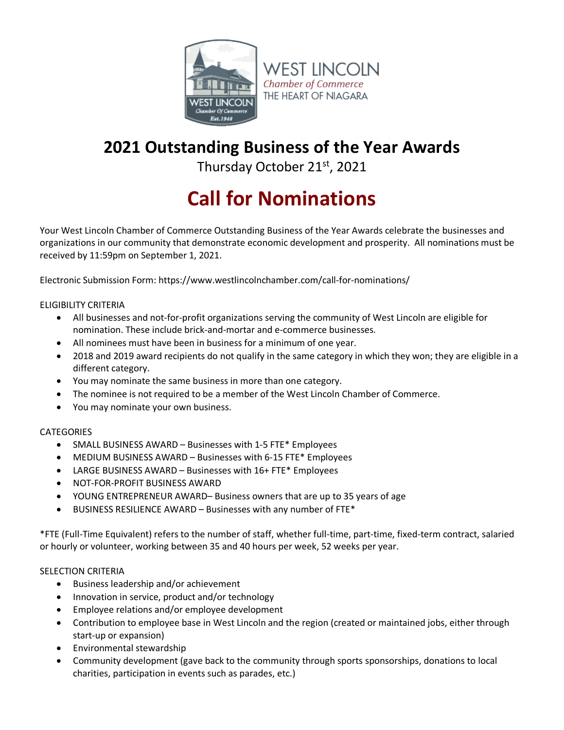WEST LINCOLN
*Chamber of Commerce*
THE HEART OF NIAGARA

# 2021 Outstanding Business of the Year Awards

Thursday October 21st, 2021

# Call for Nominations

Your West Lincoln Chamber of Commerce Outstanding Business of the Year Awards celebrate the businesses and organizations in our community that demonstrate economic development and prosperity. All nominations must be received by 11:59pm on September 1, 2021.

Electronic Submission Form: https://www.westlincolnchamber.com/call-for-nominations/

ELIGIBILITY CRITERIA

- All businesses and not-for-profit organizations serving the community of West Lincoln are eligible for nomination. These include brick-and-mortar and e-commerce businesses.
- All nominees must have been in business for a minimum of one year.
- 2018 and 2019 award recipients do not qualify in the same category in which they won; they are eligible in a different category.
- You may nominate the same business in more than one category.
- The nominee is not required to be a member of the West Lincoln Chamber of Commerce.
- You may nominate your own business.

CATEGORIES

- SMALL BUSINESS AWARD – Businesses with 1-5 FTE* Employees
- MEDIUM BUSINESS AWARD – Businesses with 6-15 FTE* Employees
- LARGE BUSINESS AWARD – Businesses with 16+ FTE* Employees
- NOT-FOR-PROFIT BUSINESS AWARD
- YOUNG ENTREPRENEUR AWARD– Business owners that are up to 35 years of age
- BUSINESS RESILIENCE AWARD – Businesses with any number of FTE*

*FTE (Full-Time Equivalent) refers to the number of staff, whether full-time, part-time, fixed-term contract, salaried or hourly or volunteer, working between 35 and 40 hours per week, 52 weeks per year.

SELECTION CRITERIA

- Business leadership and/or achievement
- Innovation in service, product and/or technology
- Employee relations and/or employee development
- Contribution to employee base in West Lincoln and the region (created or maintained jobs, either through start-up or expansion)
- Environmental stewardship
- Community development (gave back to the community through sports sponsorships, donations to local charities, participation in events such as parades, etc.)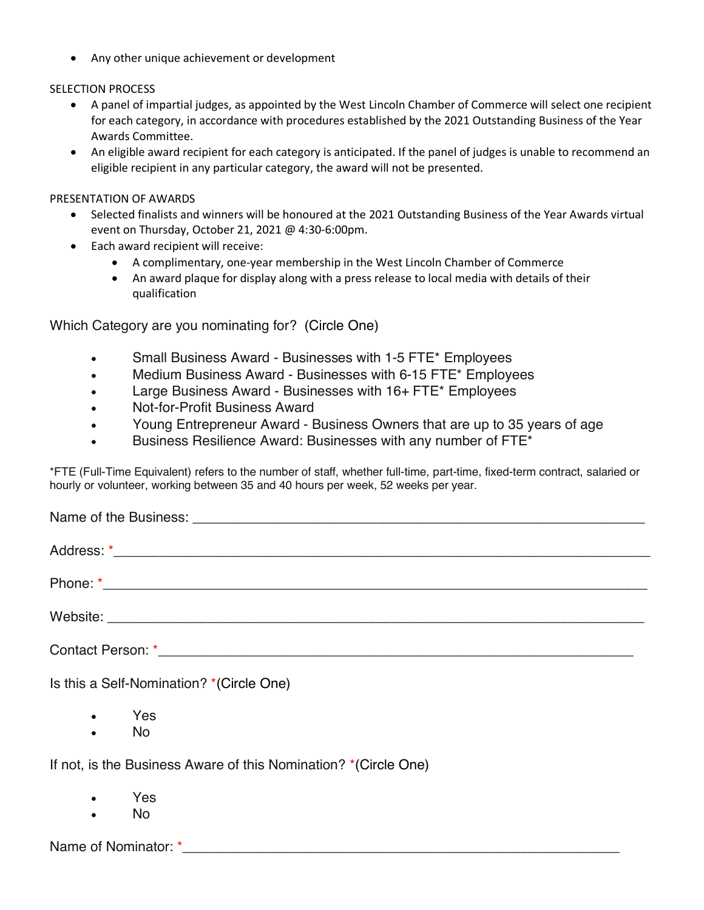- Any other unique achievement or development

SELECTION PROCESS

- A panel of impartial judges, as appointed by the West Lincoln Chamber of Commerce will select one recipient for each category, in accordance with procedures established by the 2021 Outstanding Business of the Year Awards Committee.
- An eligible award recipient for each category is anticipated. If the panel of judges is unable to recommend an eligible recipient in any particular category, the award will not be presented.

PRESENTATION OF AWARDS

- Selected finalists and winners will be honoured at the 2021 Outstanding Business of the Year Awards virtual event on Thursday, October 21, 2021 @ 4:30-6:00pm.
- Each award recipient will receive:
  - A complimentary, one-year membership in the West Lincoln Chamber of Commerce
  - An award plaque for display along with a press release to local media with details of their qualification

Which Category are you nominating for? (Circle One)

- Small Business Award - Businesses with 1-5 FTE* Employees
- Medium Business Award - Businesses with 6-15 FTE* Employees
- Large Business Award - Businesses with 16+ FTE* Employees
- Not-for-Profit Business Award
- Young Entrepreneur Award - Business Owners that are up to 35 years of age
- Business Resilience Award: Businesses with any number of FTE*

*FTE (Full-Time Equivalent) refers to the number of staff, whether full-time, part-time, fixed-term contract, salaried or hourly or volunteer, working between 35 and 40 hours per week, 52 weeks per year.

Name of the Business: ____________________________________________________________

Address: * ____________________________________________________________________

Phone: * _____________________________________________________________________

Website: _____________________________________________________________________

Contact Person: * _______________________________________________________________

Is this a Self-Nomination? *(Circle One)

- Yes
- No

If not, is the Business Aware of this Nomination? *(Circle One)

- Yes
- No

Name of Nominator: * ____________________________________________________________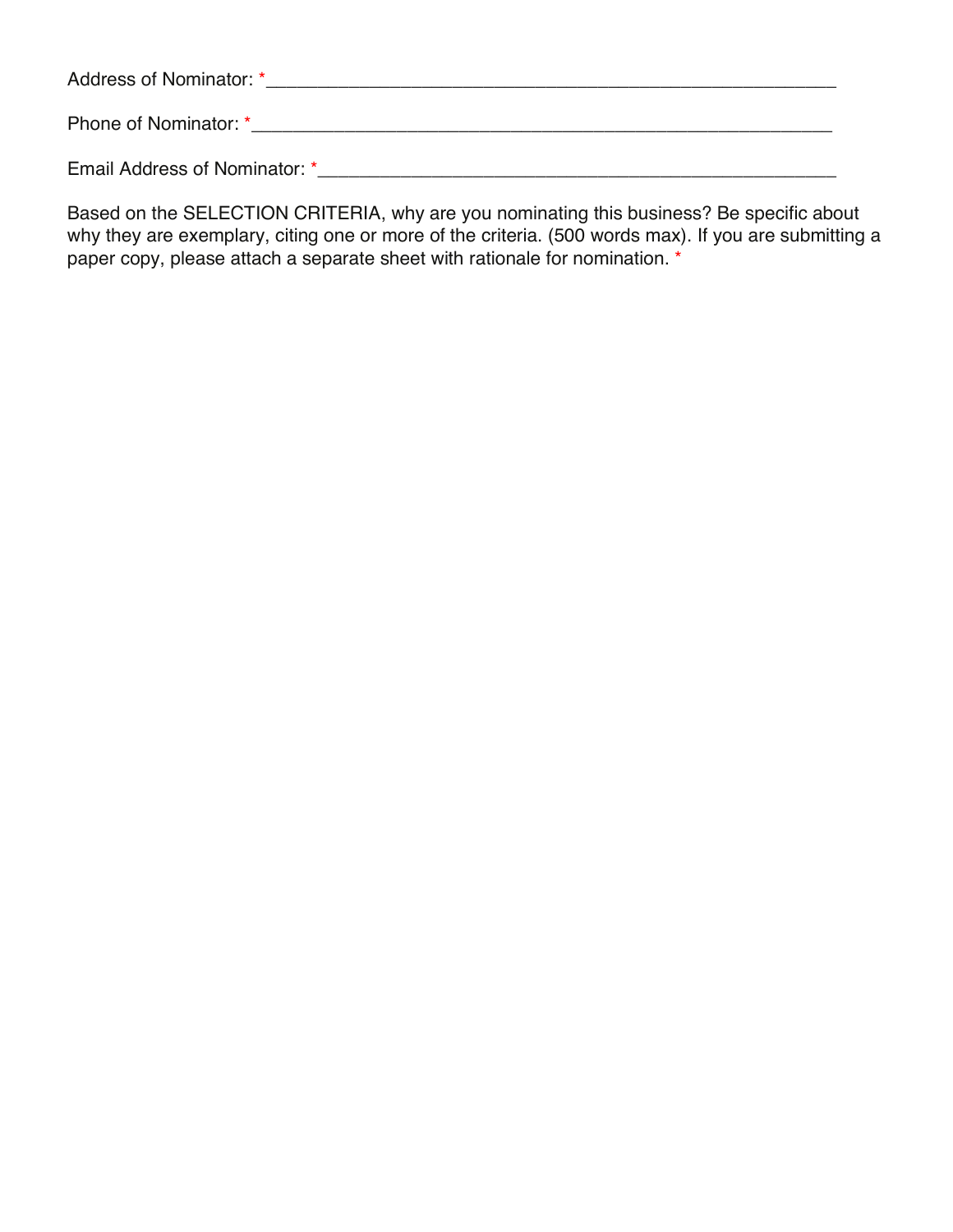Address of Nominator: *_______________________________________________________

Phone of Nominator: *________________________________________________________

Email Address of Nominator: *__________________________________________________

Based on the SELECTION CRITERIA, why are you nominating this business? Be specific about why they are exemplary, citing one or more of the criteria. (500 words max). If you are submitting a paper copy, please attach a separate sheet with rationale for nomination. *